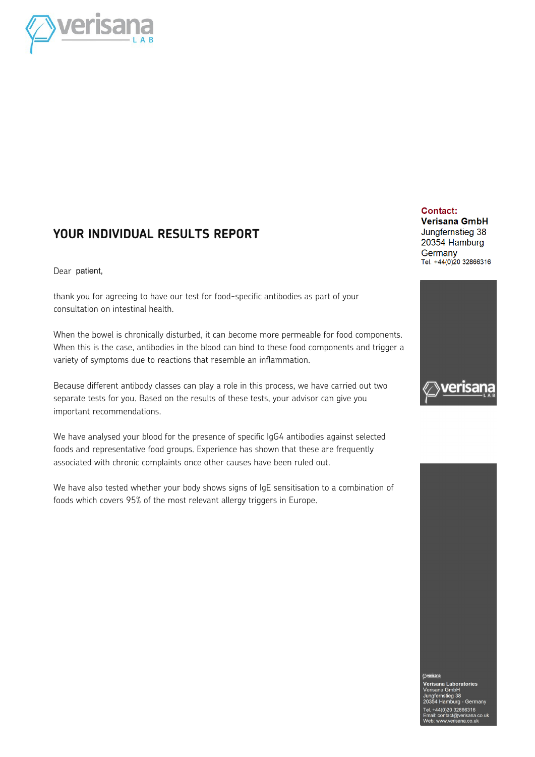# YOUR INDIVIDUAL RESULTS REPORT

**Contact:**
**Verisana GmbH**
Jungfernstieg 38
20354 Hamburg
Germany
Tel. +44(0)20 32866316

Dear patient,

thank you for agreeing to have our test for food-specific antibodies as part of your consultation on intestinal health.

When the bowel is chronically disturbed, it can become more permeable for food components. When this is the case, antibodies in the blood can bind to these food components and trigger a variety of symptoms due to reactions that resemble an inflammation.

Because different antibody classes can play a role in this process, we have carried out two separate tests for you. Based on the results of these tests, your advisor can give you important recommendations.

We have analysed your blood for the presence of specific IgG4 antibodies against selected foods and representative food groups. Experience has shown that these are frequently associated with chronic complaints once other causes have been ruled out.

We have also tested whether your body shows signs of IgE sensitisation to a combination of foods which covers 95% of the most relevant allergy triggers in Europe.

**Verisana Laboratories**
Verisana GmbH
Jungfernstieg 38
20354 Hamburg - Germany
Tel. +44(0)20 32866316
Email: contact@verisana.co.uk
Web: www.verisana.co.uk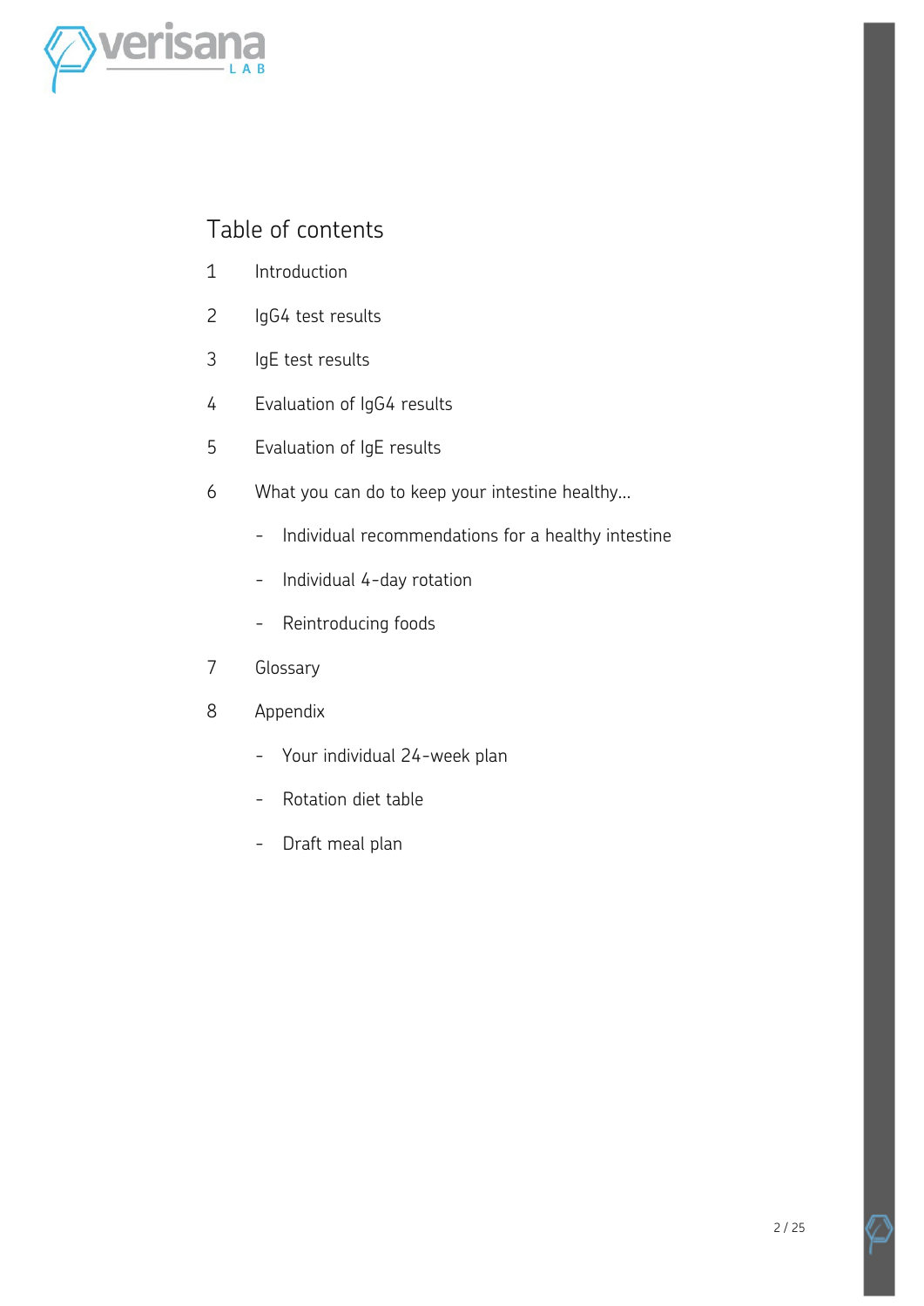# Table of contents

1. Introduction
2. IgG4 test results
3. IgE test results
4. Evaluation of IgG4 results
5. Evaluation of IgE results
6. What you can do to keep your intestine healthy...
   - Individual recommendations for a healthy intestine
   - Individual 4-day rotation
   - Reintroducing foods
7. Glossary
8. Appendix
   - Your individual 24-week plan
   - Rotation diet table
   - Draft meal plan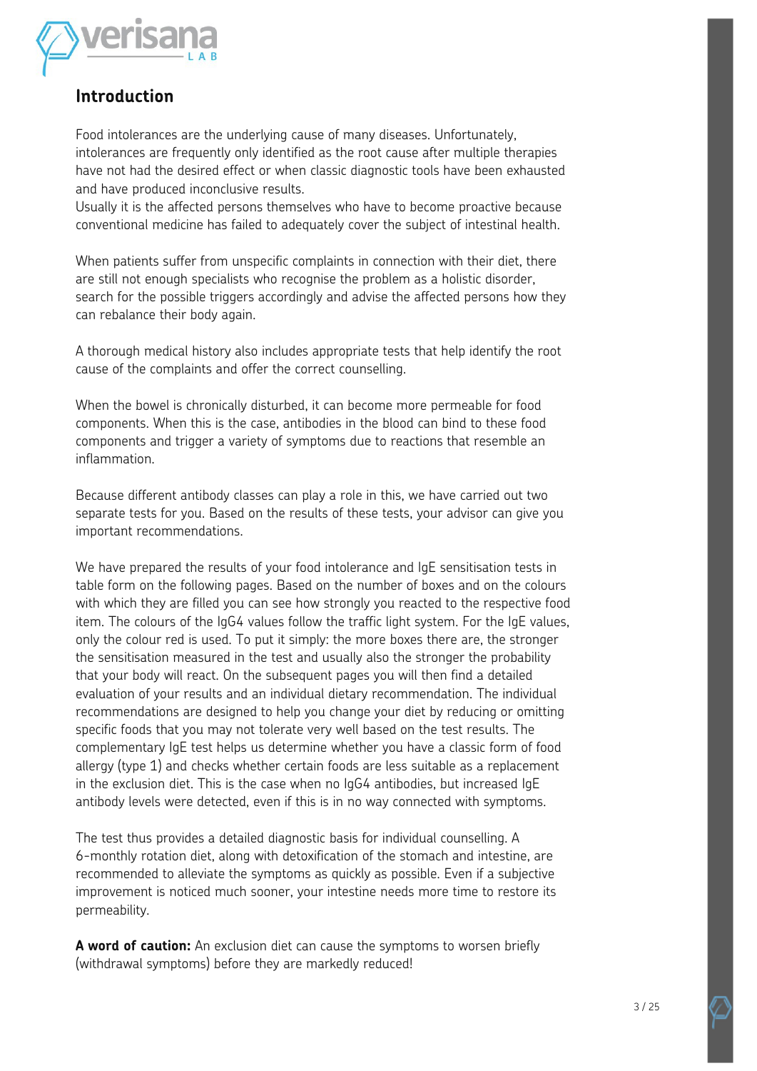## Introduction

Food intolerances are the underlying cause of many diseases. Unfortunately, intolerances are frequently only identified as the root cause after multiple therapies have not had the desired effect or when classic diagnostic tools have been exhausted and have produced inconclusive results.
Usually it is the affected persons themselves who have to become proactive because conventional medicine has failed to adequately cover the subject of intestinal health.

When patients suffer from unspecific complaints in connection with their diet, there are still not enough specialists who recognise the problem as a holistic disorder, search for the possible triggers accordingly and advise the affected persons how they can rebalance their body again.

A thorough medical history also includes appropriate tests that help identify the root cause of the complaints and offer the correct counselling.

When the bowel is chronically disturbed, it can become more permeable for food components. When this is the case, antibodies in the blood can bind to these food components and trigger a variety of symptoms due to reactions that resemble an inflammation.

Because different antibody classes can play a role in this, we have carried out two separate tests for you. Based on the results of these tests, your advisor can give you important recommendations.

We have prepared the results of your food intolerance and IgE sensitisation tests in table form on the following pages. Based on the number of boxes and on the colours with which they are filled you can see how strongly you reacted to the respective food item. The colours of the IgG4 values follow the traffic light system. For the IgE values, only the colour red is used. To put it simply: the more boxes there are, the stronger the sensitisation measured in the test and usually also the stronger the probability that your body will react. On the subsequent pages you will then find a detailed evaluation of your results and an individual dietary recommendation. The individual recommendations are designed to help you change your diet by reducing or omitting specific foods that you may not tolerate very well based on the test results. The complementary IgE test helps us determine whether you have a classic form of food allergy (type 1) and checks whether certain foods are less suitable as a replacement in the exclusion diet. This is the case when no IgG4 antibodies, but increased IgE antibody levels were detected, even if this is in no way connected with symptoms.

The test thus provides a detailed diagnostic basis for individual counselling. A 6-monthly rotation diet, along with detoxification of the stomach and intestine, are recommended to alleviate the symptoms as quickly as possible. Even if a subjective improvement is noticed much sooner, your intestine needs more time to restore its permeability.

**A word of caution:** An exclusion diet can cause the symptoms to worsen briefly (withdrawal symptoms) before they are markedly reduced!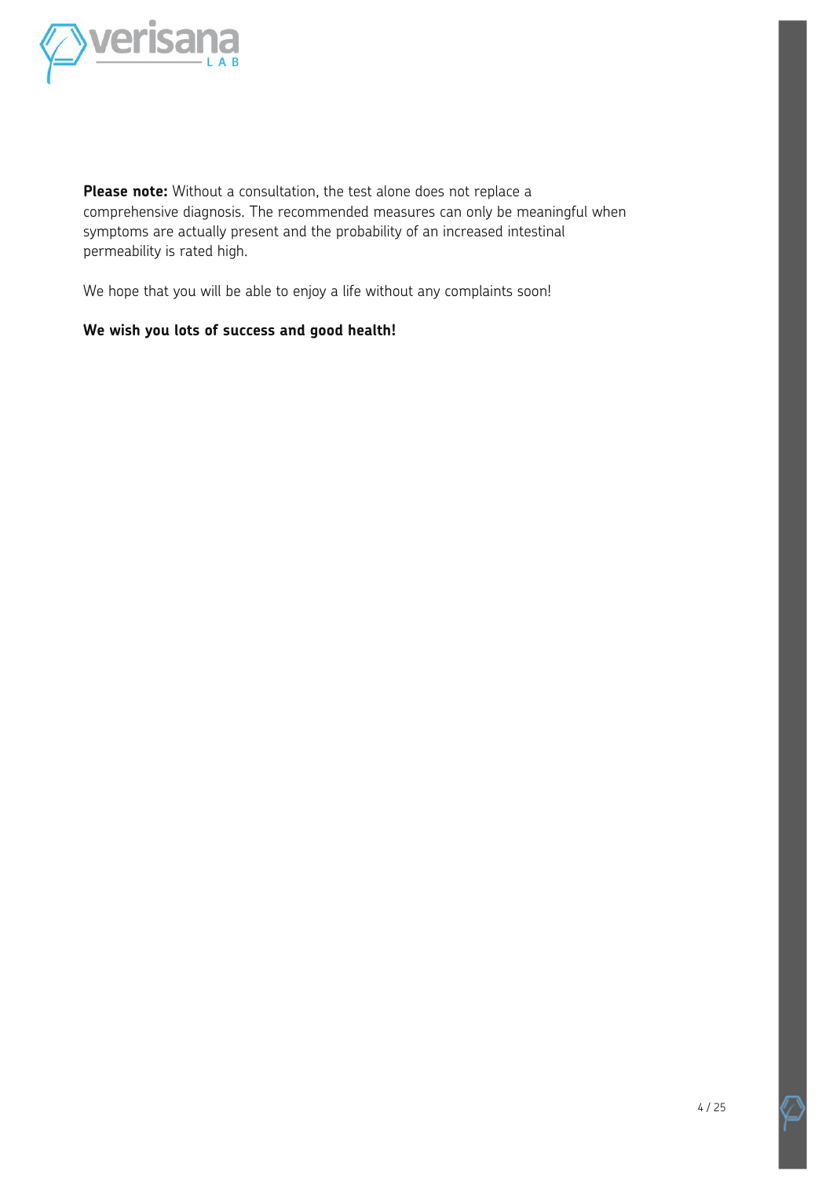**Please note:** Without a consultation, the test alone does not replace a comprehensive diagnosis. The recommended measures can only be meaningful when symptoms are actually present and the probability of an increased intestinal permeability is rated high.

We hope that you will be able to enjoy a life without any complaints soon!

**We wish you lots of success and good health!**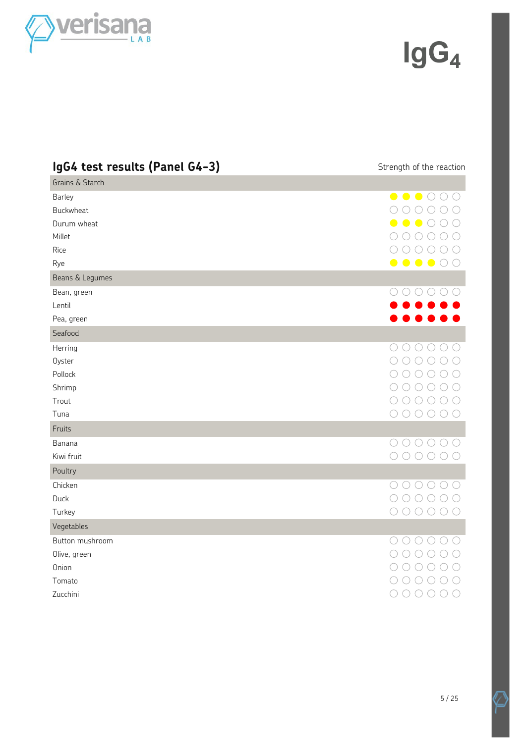# IgG4

## IgG4 test results (Panel G4-3)

| Food | Strength of the reaction |
|---|---|
| **Grains & Starch** | |
| Barley | ●●●○○○ (3/6, yellow) |
| Buckwheat | ○○○○○○ |
| Durum wheat | ●●●○○○ (3/6, yellow) |
| Millet | ○○○○○○ |
| Rice | ○○○○○○ |
| Rye | ●●●●○○ (4/6, yellow) |
| **Beans & Legumes** | |
| Bean, green | ○○○○○○ |
| Lentil | ●●●●●● (6/6, red) |
| Pea, green | ●●●●●● (6/6, red) |
| **Seafood** | |
| Herring | ○○○○○○ |
| Oyster | ○○○○○○ |
| Pollock | ○○○○○○ |
| Shrimp | ○○○○○○ |
| Trout | ○○○○○○ |
| Tuna | ○○○○○○ |
| **Fruits** | |
| Banana | ○○○○○○ |
| Kiwi fruit | ○○○○○○ |
| **Poultry** | |
| Chicken | ○○○○○○ |
| Duck | ○○○○○○ |
| Turkey | ○○○○○○ |
| **Vegetables** | |
| Button mushroom | ○○○○○○ |
| Olive, green | ○○○○○○ |
| Onion | ○○○○○○ |
| Tomato | ○○○○○○ |
| Zucchini | ○○○○○○ |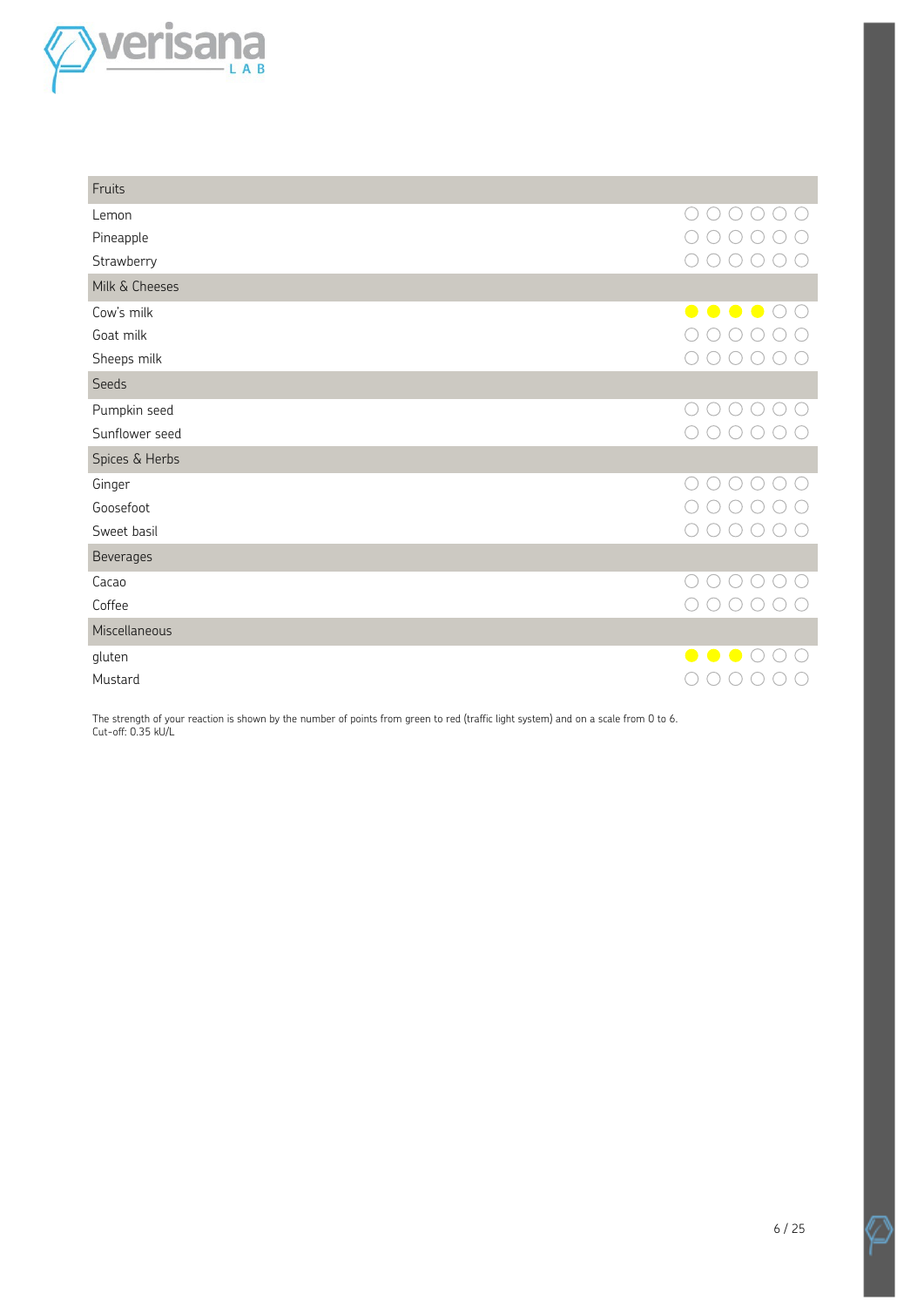| Fruits | |
|---|---|
| Lemon | ○ ○ ○ ○ ○ ○ |
| Pineapple | ○ ○ ○ ○ ○ ○ |
| Strawberry | ○ ○ ○ ○ ○ ○ |
| **Milk & Cheeses** | |
| Cow's milk | ● ● ● ● ○ ○ |
| Goat milk | ○ ○ ○ ○ ○ ○ |
| Sheeps milk | ○ ○ ○ ○ ○ ○ |
| **Seeds** | |
| Pumpkin seed | ○ ○ ○ ○ ○ ○ |
| Sunflower seed | ○ ○ ○ ○ ○ ○ |
| **Spices & Herbs** | |
| Ginger | ○ ○ ○ ○ ○ ○ |
| Goosefoot | ○ ○ ○ ○ ○ ○ |
| Sweet basil | ○ ○ ○ ○ ○ ○ |
| **Beverages** | |
| Cacao | ○ ○ ○ ○ ○ ○ |
| Coffee | ○ ○ ○ ○ ○ ○ |
| **Miscellaneous** | |
| gluten | ● ● ● ○ ○ ○ |
| Mustard | ○ ○ ○ ○ ○ ○ |

The strength of your reaction is shown by the number of points from green to red (traffic light system) and on a scale from 0 to 6.
Cut-off: 0.35 kU/L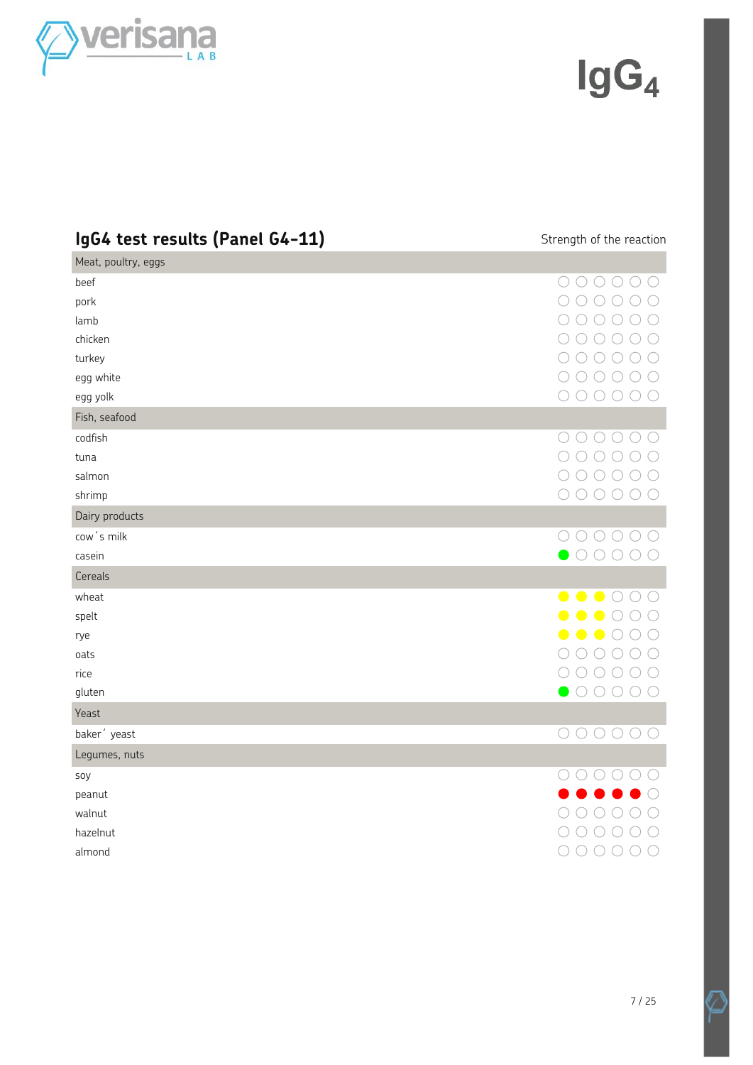# IgG4

## IgG4 test results (Panel G4-11)

| Food | Strength of the reaction |
|---|---|
| **Meat, poultry, eggs** | |
| beef | ○○○○○○ |
| pork | ○○○○○○ |
| lamb | ○○○○○○ |
| chicken | ○○○○○○ |
| turkey | ○○○○○○ |
| egg white | ○○○○○○ |
| egg yolk | ○○○○○○ |
| **Fish, seafood** | |
| codfish | ○○○○○○ |
| tuna | ○○○○○○ |
| salmon | ○○○○○○ |
| shrimp | ○○○○○○ |
| **Dairy products** | |
| cow´s milk | ○○○○○○ |
| casein | ●○○○○○ (green) |
| **Cereals** | |
| wheat | ●●●○○○ (yellow) |
| spelt | ●●●○○○ (yellow) |
| rye | ●●●○○○ (yellow) |
| oats | ○○○○○○ |
| rice | ○○○○○○ |
| gluten | ●○○○○○ (green) |
| **Yeast** | |
| baker´ yeast | ○○○○○○ |
| **Legumes, nuts** | |
| soy | ○○○○○○ |
| peanut | ●●●●●○ (red) |
| walnut | ○○○○○○ |
| hazelnut | ○○○○○○ |
| almond | ○○○○○○ |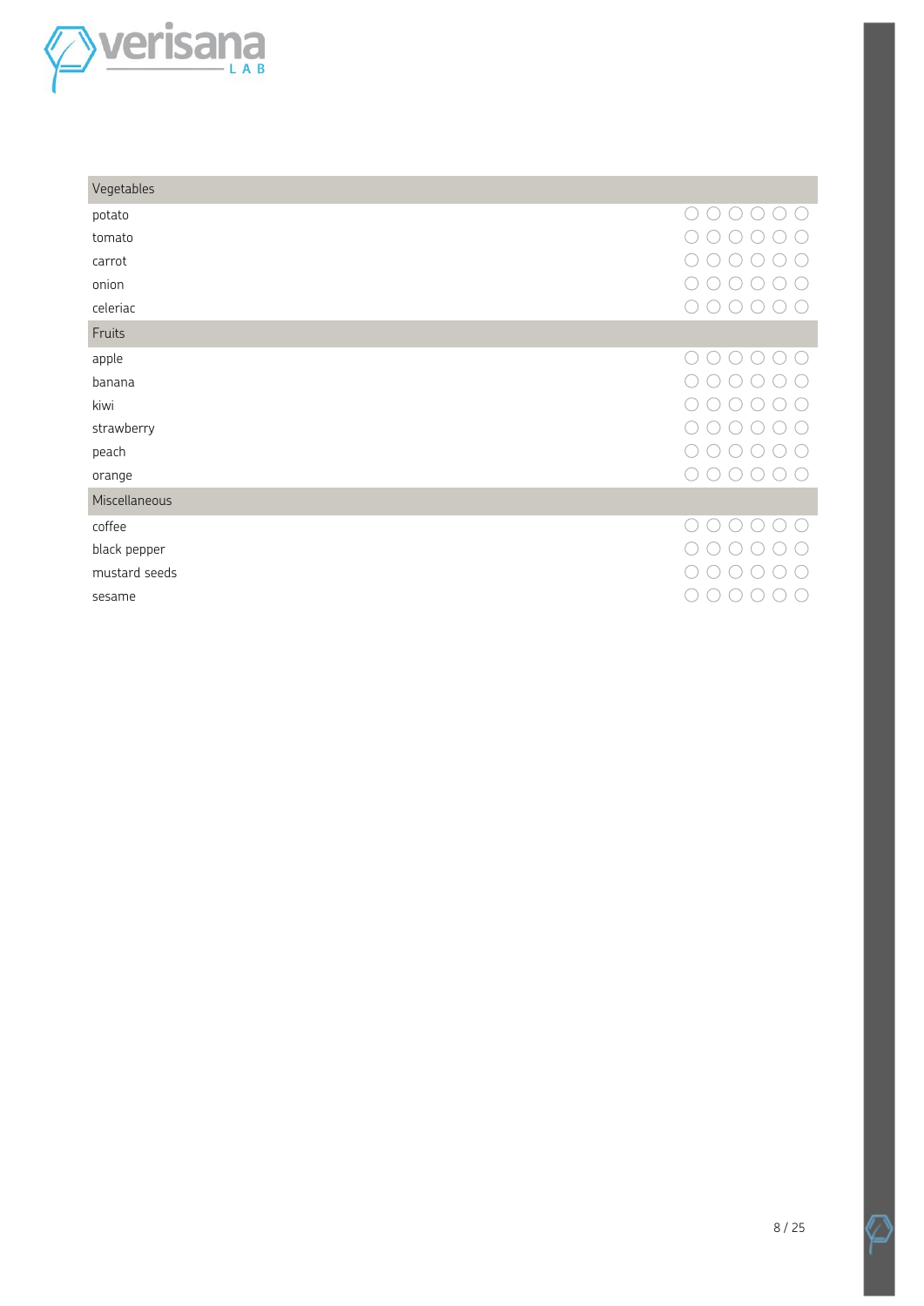| Vegetables | | | | | | |
|---|---|---|---|---|---|---|
| potato | ○ | ○ | ○ | ○ | ○ | ○ |
| tomato | ○ | ○ | ○ | ○ | ○ | ○ |
| carrot | ○ | ○ | ○ | ○ | ○ | ○ |
| onion | ○ | ○ | ○ | ○ | ○ | ○ |
| celeriac | ○ | ○ | ○ | ○ | ○ | ○ |
| **Fruits** | | | | | | |
| apple | ○ | ○ | ○ | ○ | ○ | ○ |
| banana | ○ | ○ | ○ | ○ | ○ | ○ |
| kiwi | ○ | ○ | ○ | ○ | ○ | ○ |
| strawberry | ○ | ○ | ○ | ○ | ○ | ○ |
| peach | ○ | ○ | ○ | ○ | ○ | ○ |
| orange | ○ | ○ | ○ | ○ | ○ | ○ |
| **Miscellaneous** | | | | | | |
| coffee | ○ | ○ | ○ | ○ | ○ | ○ |
| black pepper | ○ | ○ | ○ | ○ | ○ | ○ |
| mustard seeds | ○ | ○ | ○ | ○ | ○ | ○ |
| sesame | ○ | ○ | ○ | ○ | ○ | ○ |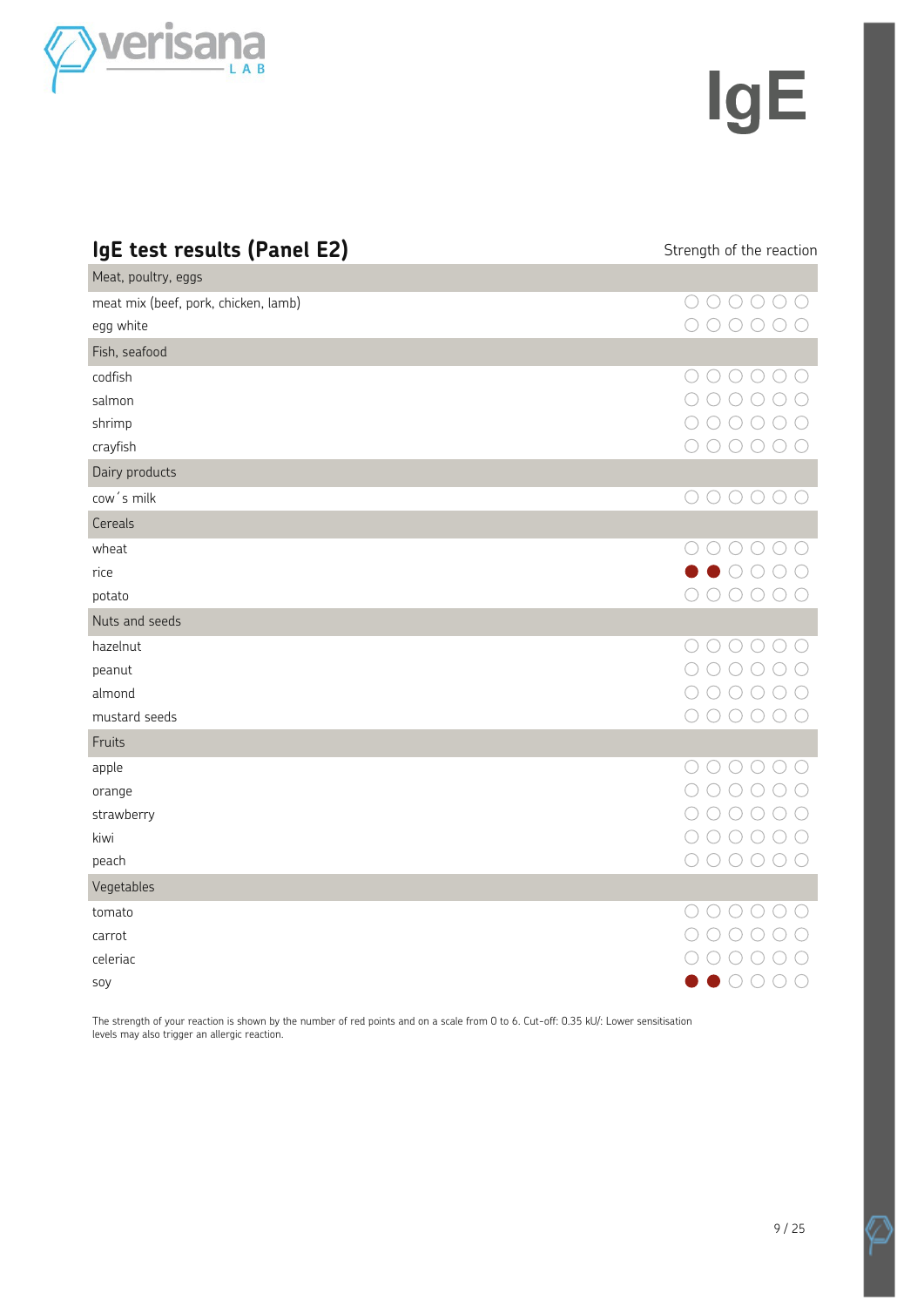# IgE

## IgE test results (Panel E2)

| | Strength of the reaction |
|---|---|
| **Meat, poultry, eggs** | |
| meat mix (beef, pork, chicken, lamb) | 0 |
| egg white | 0 |
| **Fish, seafood** | |
| codfish | 0 |
| salmon | 0 |
| shrimp | 0 |
| crayfish | 0 |
| **Dairy products** | |
| cow´s milk | 0 |
| **Cereals** | |
| wheat | 0 |
| rice | 2 |
| potato | 0 |
| **Nuts and seeds** | |
| hazelnut | 0 |
| peanut | 0 |
| almond | 0 |
| mustard seeds | 0 |
| **Fruits** | |
| apple | 0 |
| orange | 0 |
| strawberry | 0 |
| kiwi | 0 |
| peach | 0 |
| **Vegetables** | |
| tomato | 0 |
| carrot | 0 |
| celeriac | 0 |
| soy | 2 |

The strength of your reaction is shown by the number of red points and on a scale from 0 to 6. Cut-off: 0.35 kU/: Lower sensitisation levels may also trigger an allergic reaction.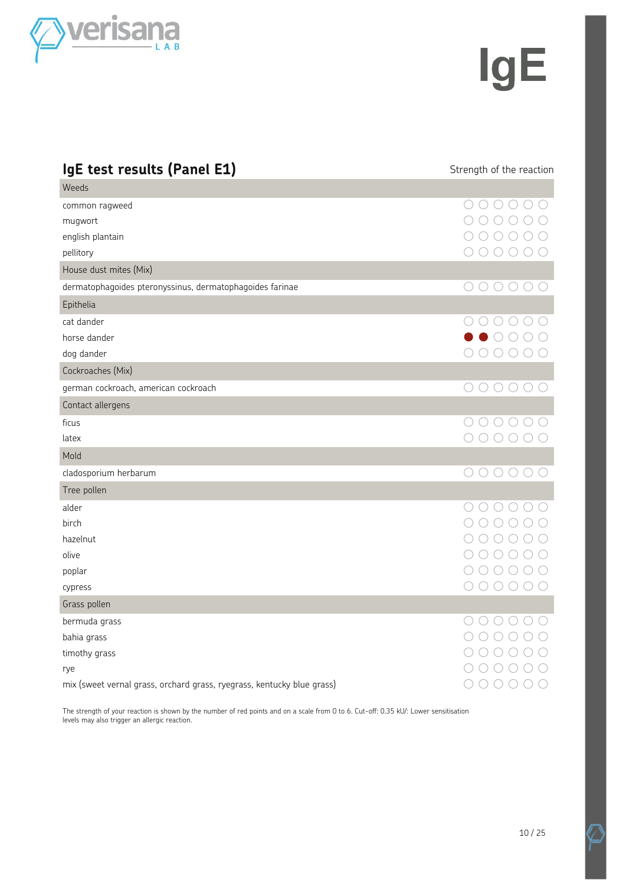# IgE

## IgE test results (Panel E1)

| Allergen | Strength of the reaction |
|---|---|
| **Weeds** | |
| common ragweed | ○○○○○○ |
| mugwort | ○○○○○○ |
| english plantain | ○○○○○○ |
| pellitory | ○○○○○○ |
| **House dust mites (Mix)** | |
| dermatophagoides pteronyssinus, dermatophagoides farinae | ○○○○○○ |
| **Epithelia** | |
| cat dander | ○○○○○○ |
| horse dander | ●●○○○○ |
| dog dander | ○○○○○○ |
| **Cockroaches (Mix)** | |
| german cockroach, american cockroach | ○○○○○○ |
| **Contact allergens** | |
| ficus | ○○○○○○ |
| latex | ○○○○○○ |
| **Mold** | |
| cladosporium herbarum | ○○○○○○ |
| **Tree pollen** | |
| alder | ○○○○○○ |
| birch | ○○○○○○ |
| hazelnut | ○○○○○○ |
| olive | ○○○○○○ |
| poplar | ○○○○○○ |
| cypress | ○○○○○○ |
| **Grass pollen** | |
| bermuda grass | ○○○○○○ |
| bahia grass | ○○○○○○ |
| timothy grass | ○○○○○○ |
| rye | ○○○○○○ |
| mix (sweet vernal grass, orchard grass, ryegrass, kentucky blue grass) | ○○○○○○ |

The strength of your reaction is shown by the number of red points and on a scale from 0 to 6. Cut-off: 0.35 kU/: Lower sensitisation levels may also trigger an allergic reaction.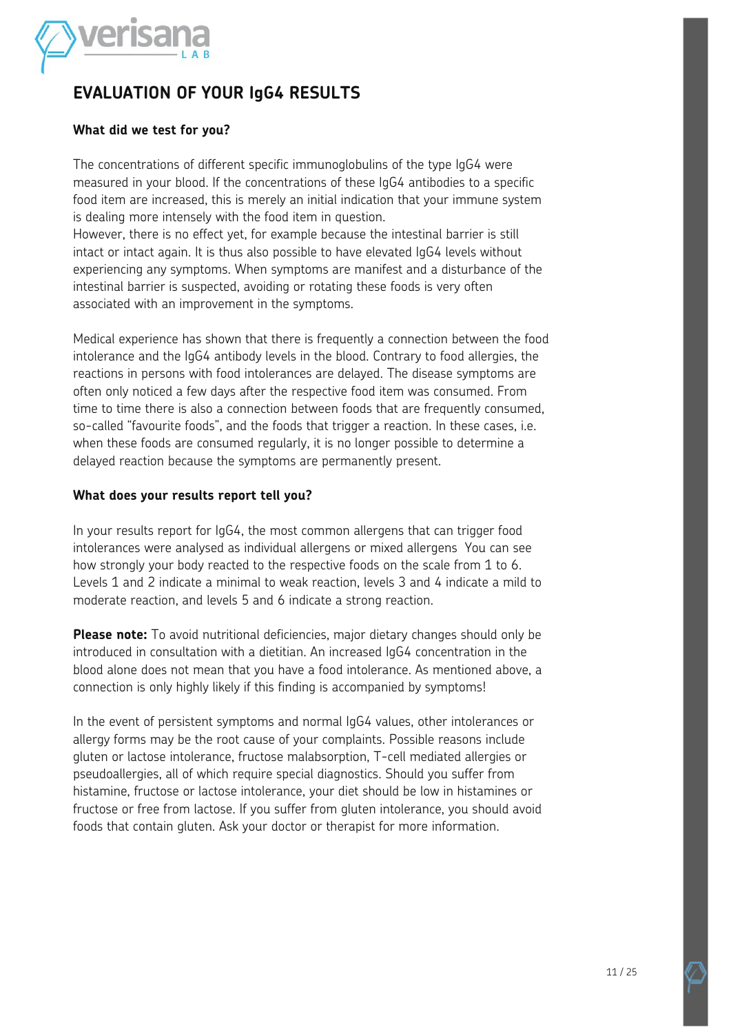# EVALUATION OF YOUR IgG4 RESULTS

**What did we test for you?**

The concentrations of different specific immunoglobulins of the type IgG4 were measured in your blood. If the concentrations of these IgG4 antibodies to a specific food item are increased, this is merely an initial indication that your immune system is dealing more intensely with the food item in question.
However, there is no effect yet, for example because the intestinal barrier is still intact or intact again. It is thus also possible to have elevated IgG4 levels without experiencing any symptoms. When symptoms are manifest and a disturbance of the intestinal barrier is suspected, avoiding or rotating these foods is very often associated with an improvement in the symptoms.

Medical experience has shown that there is frequently a connection between the food intolerance and the IgG4 antibody levels in the blood. Contrary to food allergies, the reactions in persons with food intolerances are delayed. The disease symptoms are often only noticed a few days after the respective food item was consumed. From time to time there is also a connection between foods that are frequently consumed, so-called "favourite foods", and the foods that trigger a reaction. In these cases, i.e. when these foods are consumed regularly, it is no longer possible to determine a delayed reaction because the symptoms are permanently present.

**What does your results report tell you?**

In your results report for IgG4, the most common allergens that can trigger food intolerances were analysed as individual allergens or mixed allergens You can see how strongly your body reacted to the respective foods on the scale from 1 to 6. Levels 1 and 2 indicate a minimal to weak reaction, levels 3 and 4 indicate a mild to moderate reaction, and levels 5 and 6 indicate a strong reaction.

**Please note:** To avoid nutritional deficiencies, major dietary changes should only be introduced in consultation with a dietitian. An increased IgG4 concentration in the blood alone does not mean that you have a food intolerance. As mentioned above, a connection is only highly likely if this finding is accompanied by symptoms!

In the event of persistent symptoms and normal IgG4 values, other intolerances or allergy forms may be the root cause of your complaints. Possible reasons include gluten or lactose intolerance, fructose malabsorption, T-cell mediated allergies or pseudoallergies, all of which require special diagnostics. Should you suffer from histamine, fructose or lactose intolerance, your diet should be low in histamines or fructose or free from lactose. If you suffer from gluten intolerance, you should avoid foods that contain gluten. Ask your doctor or therapist for more information.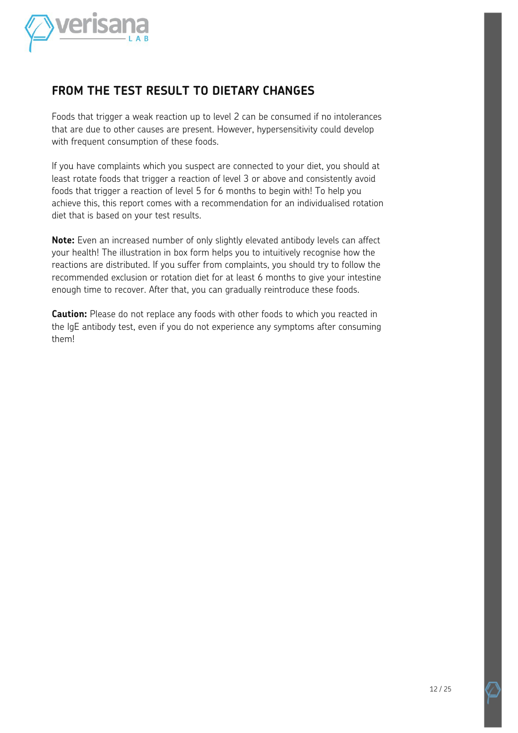## FROM THE TEST RESULT TO DIETARY CHANGES

Foods that trigger a weak reaction up to level 2 can be consumed if no intolerances that are due to other causes are present. However, hypersensitivity could develop with frequent consumption of these foods.

If you have complaints which you suspect are connected to your diet, you should at least rotate foods that trigger a reaction of level 3 or above and consistently avoid foods that trigger a reaction of level 5 for 6 months to begin with! To help you achieve this, this report comes with a recommendation for an individualised rotation diet that is based on your test results.

**Note:** Even an increased number of only slightly elevated antibody levels can affect your health! The illustration in box form helps you to intuitively recognise how the reactions are distributed. If you suffer from complaints, you should try to follow the recommended exclusion or rotation diet for at least 6 months to give your intestine enough time to recover. After that, you can gradually reintroduce these foods.

**Caution:** Please do not replace any foods with other foods to which you reacted in the IgE antibody test, even if you do not experience any symptoms after consuming them!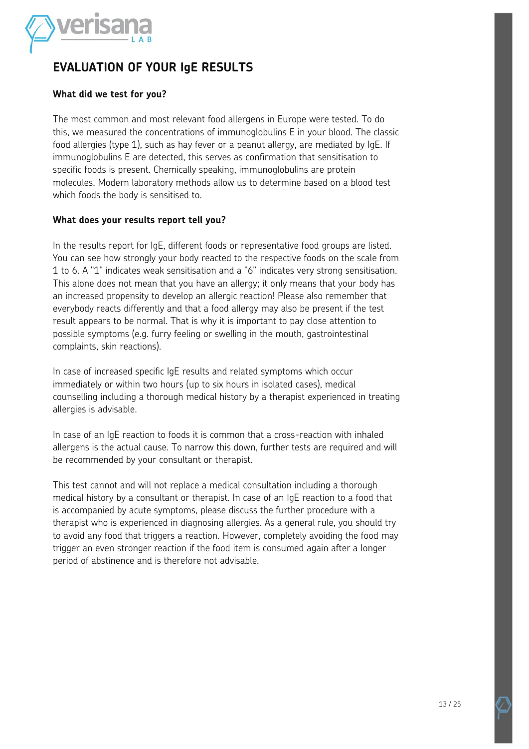# EVALUATION OF YOUR IgE RESULTS

**What did we test for you?**

The most common and most relevant food allergens in Europe were tested. To do this, we measured the concentrations of immunoglobulins E in your blood. The classic food allergies (type 1), such as hay fever or a peanut allergy, are mediated by IgE. If immunoglobulins E are detected, this serves as confirmation that sensitisation to specific foods is present. Chemically speaking, immunoglobulins are protein molecules. Modern laboratory methods allow us to determine based on a blood test which foods the body is sensitised to.

**What does your results report tell you?**

In the results report for IgE, different foods or representative food groups are listed. You can see how strongly your body reacted to the respective foods on the scale from 1 to 6. A "1" indicates weak sensitisation and a "6" indicates very strong sensitisation. This alone does not mean that you have an allergy; it only means that your body has an increased propensity to develop an allergic reaction! Please also remember that everybody reacts differently and that a food allergy may also be present if the test result appears to be normal. That is why it is important to pay close attention to possible symptoms (e.g. furry feeling or swelling in the mouth, gastrointestinal complaints, skin reactions).

In case of increased specific IgE results and related symptoms which occur immediately or within two hours (up to six hours in isolated cases), medical counselling including a thorough medical history by a therapist experienced in treating allergies is advisable.

In case of an IgE reaction to foods it is common that a cross-reaction with inhaled allergens is the actual cause. To narrow this down, further tests are required and will be recommended by your consultant or therapist.

This test cannot and will not replace a medical consultation including a thorough medical history by a consultant or therapist. In case of an IgE reaction to a food that is accompanied by acute symptoms, please discuss the further procedure with a therapist who is experienced in diagnosing allergies. As a general rule, you should try to avoid any food that triggers a reaction. However, completely avoiding the food may trigger an even stronger reaction if the food item is consumed again after a longer period of abstinence and is therefore not advisable.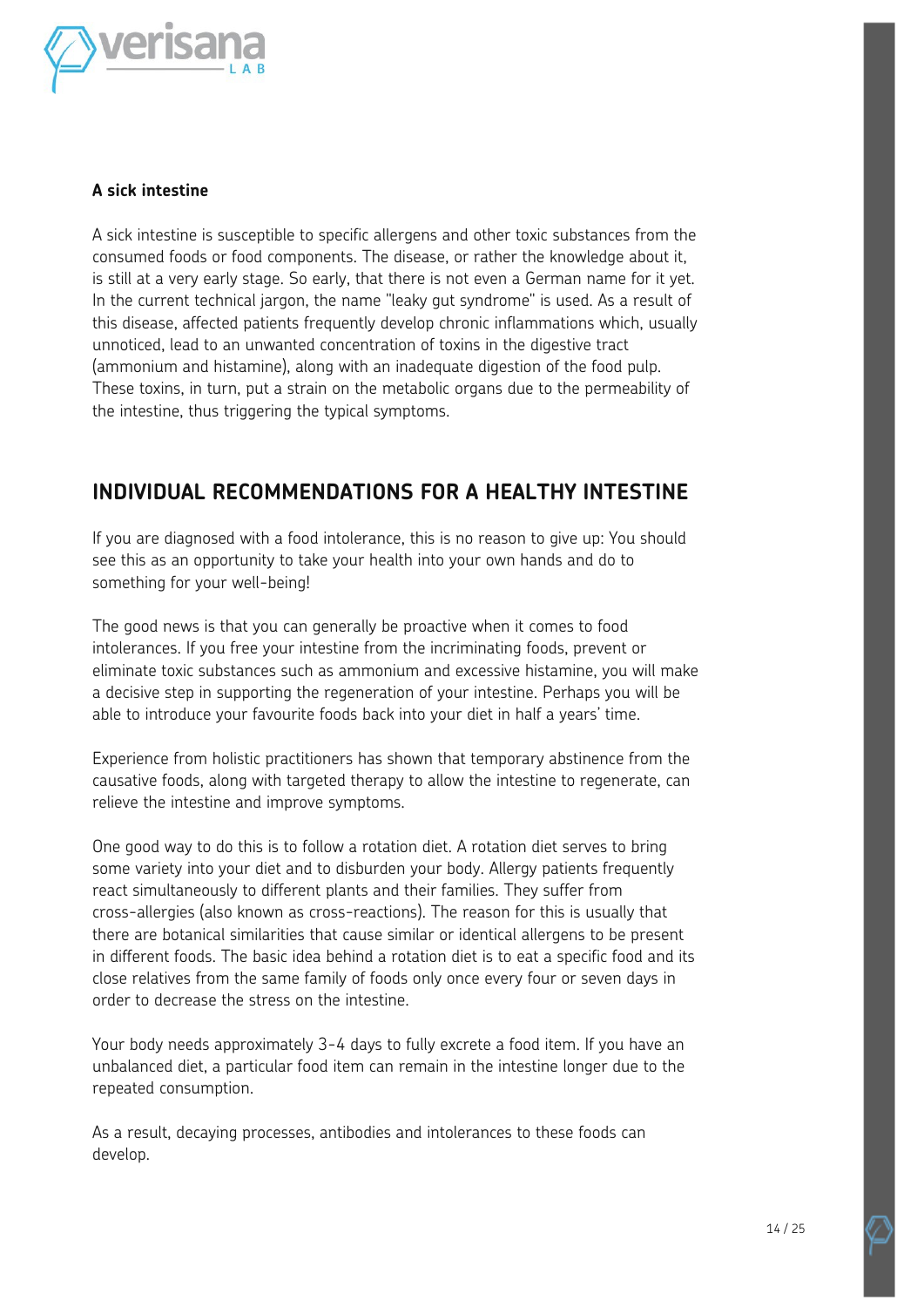**A sick intestine**

A sick intestine is susceptible to specific allergens and other toxic substances from the consumed foods or food components. The disease, or rather the knowledge about it, is still at a very early stage. So early, that there is not even a German name for it yet. In the current technical jargon, the name "leaky gut syndrome" is used. As a result of this disease, affected patients frequently develop chronic inflammations which, usually unnoticed, lead to an unwanted concentration of toxins in the digestive tract (ammonium and histamine), along with an inadequate digestion of the food pulp. These toxins, in turn, put a strain on the metabolic organs due to the permeability of the intestine, thus triggering the typical symptoms.

## INDIVIDUAL RECOMMENDATIONS FOR A HEALTHY INTESTINE

If you are diagnosed with a food intolerance, this is no reason to give up: You should see this as an opportunity to take your health into your own hands and do to something for your well-being!

The good news is that you can generally be proactive when it comes to food intolerances. If you free your intestine from the incriminating foods, prevent or eliminate toxic substances such as ammonium and excessive histamine, you will make a decisive step in supporting the regeneration of your intestine. Perhaps you will be able to introduce your favourite foods back into your diet in half a years' time.

Experience from holistic practitioners has shown that temporary abstinence from the causative foods, along with targeted therapy to allow the intestine to regenerate, can relieve the intestine and improve symptoms.

One good way to do this is to follow a rotation diet. A rotation diet serves to bring some variety into your diet and to disburden your body. Allergy patients frequently react simultaneously to different plants and their families. They suffer from cross-allergies (also known as cross-reactions). The reason for this is usually that there are botanical similarities that cause similar or identical allergens to be present in different foods. The basic idea behind a rotation diet is to eat a specific food and its close relatives from the same family of foods only once every four or seven days in order to decrease the stress on the intestine.

Your body needs approximately 3-4 days to fully excrete a food item. If you have an unbalanced diet, a particular food item can remain in the intestine longer due to the repeated consumption.

As a result, decaying processes, antibodies and intolerances to these foods can develop.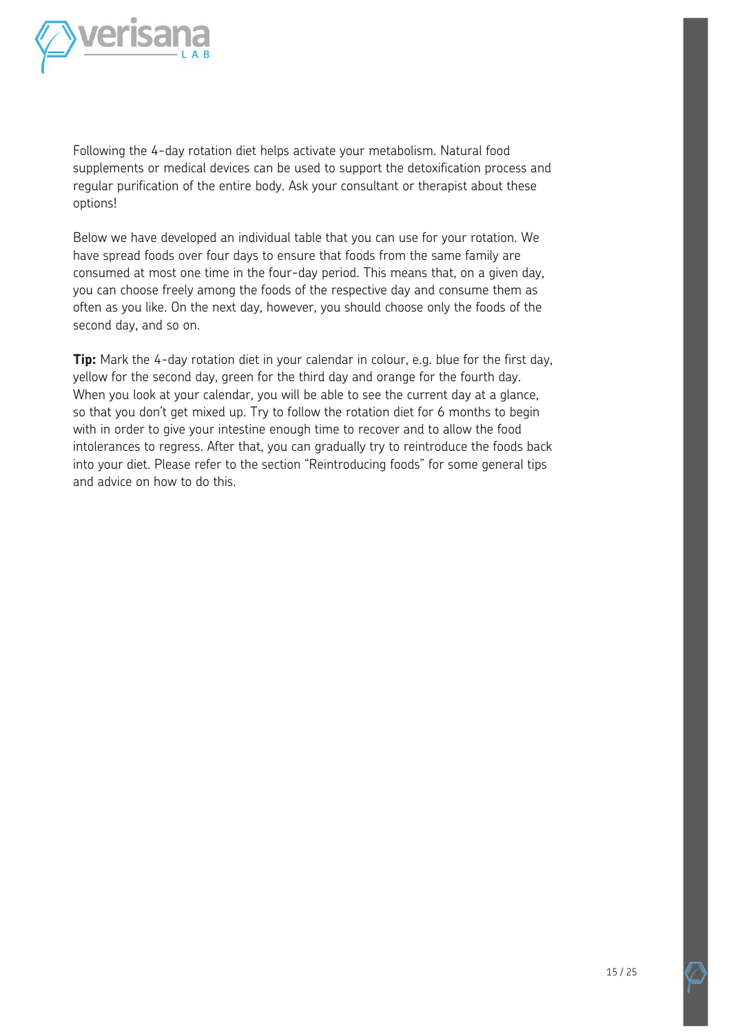Following the 4-day rotation diet helps activate your metabolism. Natural food supplements or medical devices can be used to support the detoxification process and regular purification of the entire body. Ask your consultant or therapist about these options!

Below we have developed an individual table that you can use for your rotation. We have spread foods over four days to ensure that foods from the same family are consumed at most one time in the four-day period. This means that, on a given day, you can choose freely among the foods of the respective day and consume them as often as you like. On the next day, however, you should choose only the foods of the second day, and so on.

**Tip:** Mark the 4-day rotation diet in your calendar in colour, e.g. blue for the first day, yellow for the second day, green for the third day and orange for the fourth day. When you look at your calendar, you will be able to see the current day at a glance, so that you don't get mixed up. Try to follow the rotation diet for 6 months to begin with in order to give your intestine enough time to recover and to allow the food intolerances to regress. After that, you can gradually try to reintroduce the foods back into your diet. Please refer to the section "Reintroducing foods" for some general tips and advice on how to do this.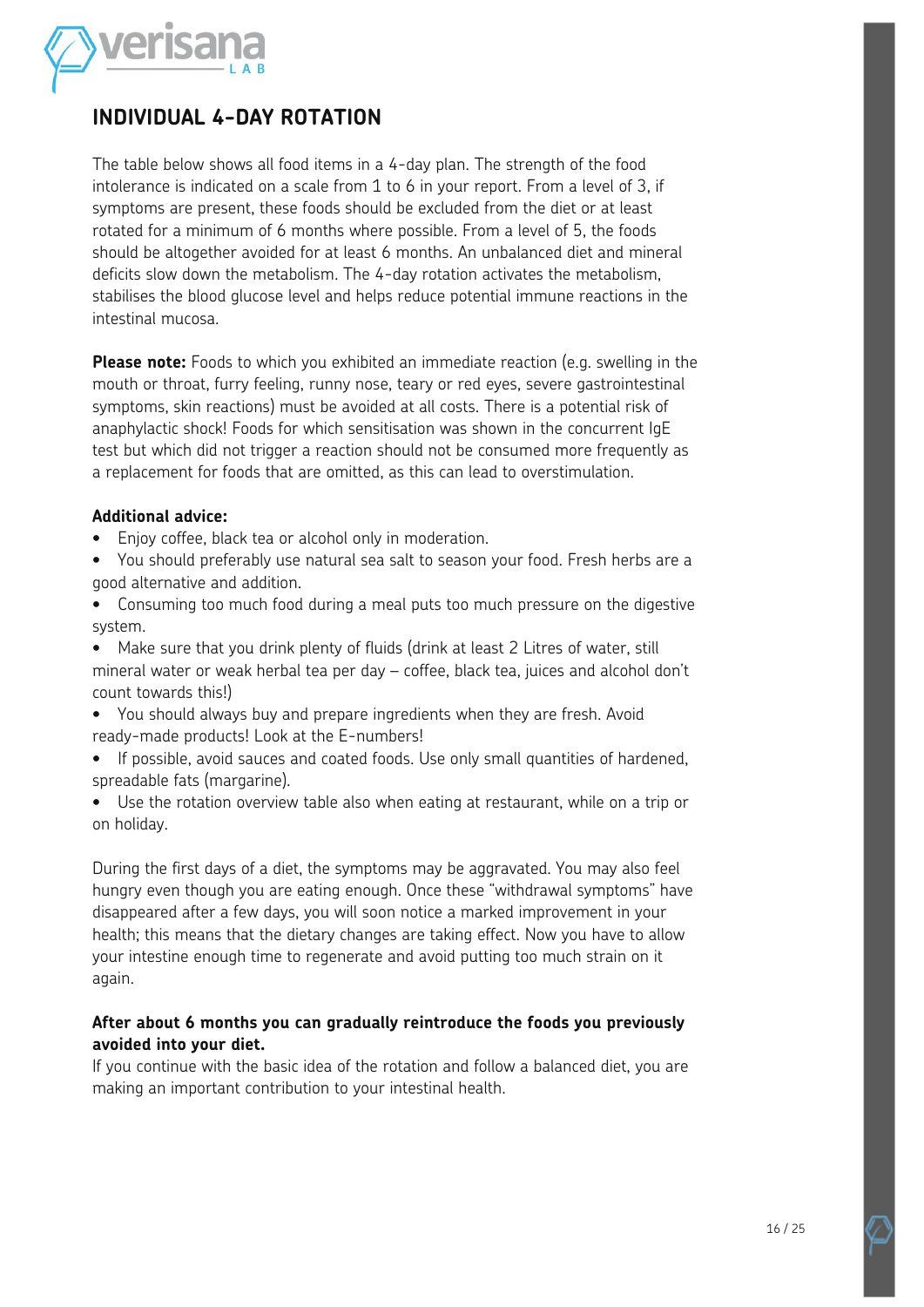## INDIVIDUAL 4-DAY ROTATION

The table below shows all food items in a 4-day plan. The strength of the food intolerance is indicated on a scale from 1 to 6 in your report. From a level of 3, if symptoms are present, these foods should be excluded from the diet or at least rotated for a minimum of 6 months where possible. From a level of 5, the foods should be altogether avoided for at least 6 months. An unbalanced diet and mineral deficits slow down the metabolism. The 4-day rotation activates the metabolism, stabilises the blood glucose level and helps reduce potential immune reactions in the intestinal mucosa.

**Please note:** Foods to which you exhibited an immediate reaction (e.g. swelling in the mouth or throat, furry feeling, runny nose, teary or red eyes, severe gastrointestinal symptoms, skin reactions) must be avoided at all costs. There is a potential risk of anaphylactic shock! Foods for which sensitisation was shown in the concurrent IgE test but which did not trigger a reaction should not be consumed more frequently as a replacement for foods that are omitted, as this can lead to overstimulation.

**Additional advice:**

- Enjoy coffee, black tea or alcohol only in moderation.
- You should preferably use natural sea salt to season your food. Fresh herbs are a good alternative and addition.
- Consuming too much food during a meal puts too much pressure on the digestive system.
- Make sure that you drink plenty of fluids (drink at least 2 Litres of water, still mineral water or weak herbal tea per day – coffee, black tea, juices and alcohol don't count towards this!)
- You should always buy and prepare ingredients when they are fresh. Avoid ready-made products! Look at the E-numbers!
- If possible, avoid sauces and coated foods. Use only small quantities of hardened, spreadable fats (margarine).
- Use the rotation overview table also when eating at restaurant, while on a trip or on holiday.

During the first days of a diet, the symptoms may be aggravated. You may also feel hungry even though you are eating enough. Once these "withdrawal symptoms" have disappeared after a few days, you will soon notice a marked improvement in your health; this means that the dietary changes are taking effect. Now you have to allow your intestine enough time to regenerate and avoid putting too much strain on it again.

**After about 6 months you can gradually reintroduce the foods you previously avoided into your diet.**

If you continue with the basic idea of the rotation and follow a balanced diet, you are making an important contribution to your intestinal health.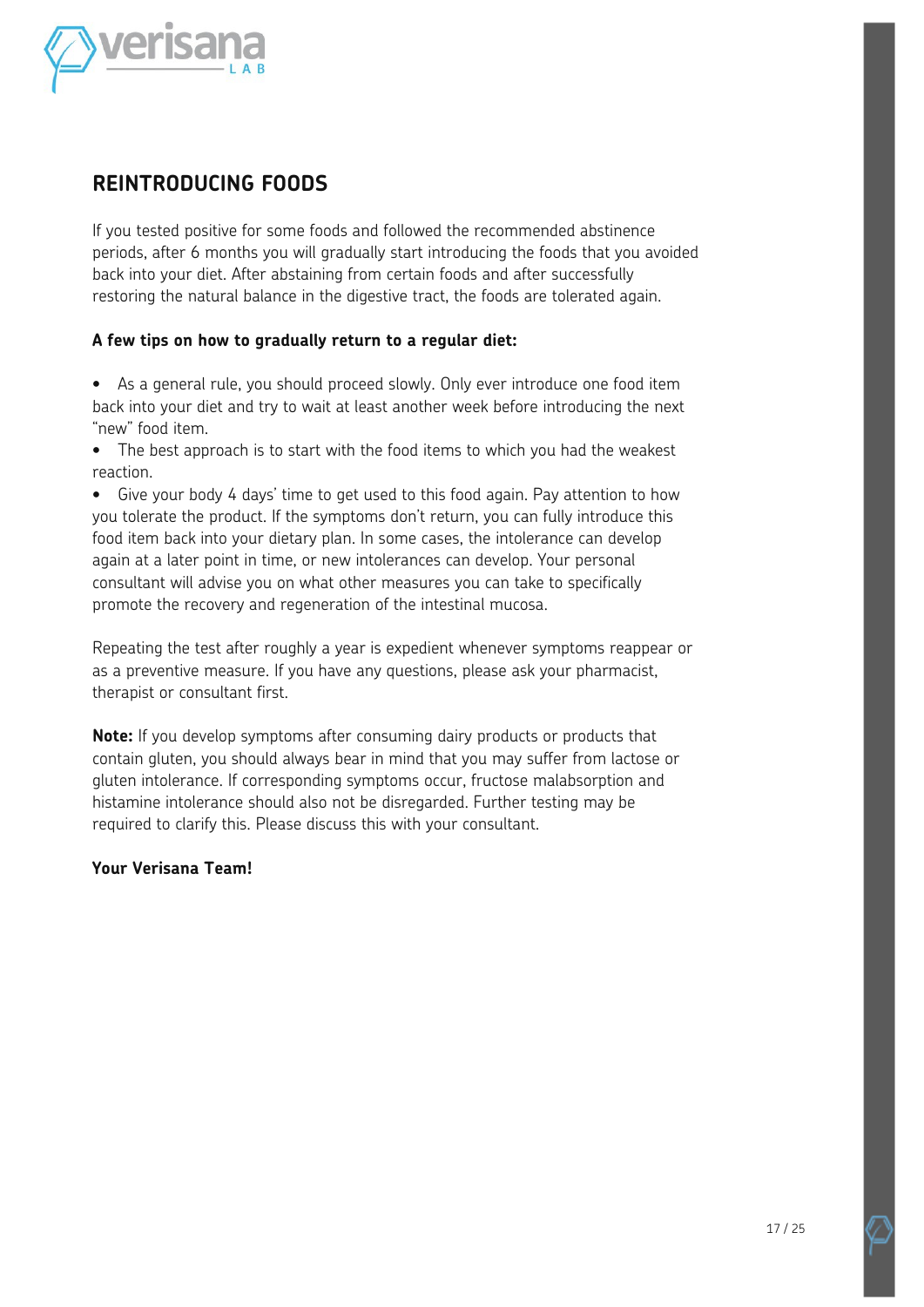## REINTRODUCING FOODS

If you tested positive for some foods and followed the recommended abstinence periods, after 6 months you will gradually start introducing the foods that you avoided back into your diet. After abstaining from certain foods and after successfully restoring the natural balance in the digestive tract, the foods are tolerated again.

**A few tips on how to gradually return to a regular diet:**

- As a general rule, you should proceed slowly. Only ever introduce one food item back into your diet and try to wait at least another week before introducing the next "new" food item.
- The best approach is to start with the food items to which you had the weakest reaction.
- Give your body 4 days' time to get used to this food again. Pay attention to how you tolerate the product. If the symptoms don't return, you can fully introduce this food item back into your dietary plan. In some cases, the intolerance can develop again at a later point in time, or new intolerances can develop. Your personal consultant will advise you on what other measures you can take to specifically promote the recovery and regeneration of the intestinal mucosa.

Repeating the test after roughly a year is expedient whenever symptoms reappear or as a preventive measure. If you have any questions, please ask your pharmacist, therapist or consultant first.

**Note:** If you develop symptoms after consuming dairy products or products that contain gluten, you should always bear in mind that you may suffer from lactose or gluten intolerance. If corresponding symptoms occur, fructose malabsorption and histamine intolerance should also not be disregarded. Further testing may be required to clarify this. Please discuss this with your consultant.

**Your Verisana Team!**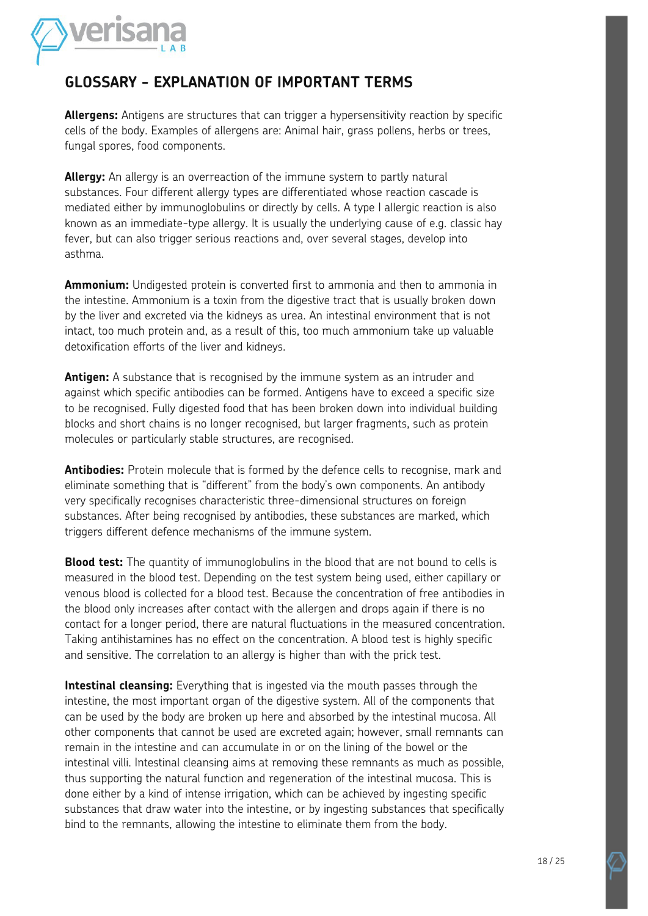## GLOSSARY - EXPLANATION OF IMPORTANT TERMS

**Allergens:** Antigens are structures that can trigger a hypersensitivity reaction by specific cells of the body. Examples of allergens are: Animal hair, grass pollens, herbs or trees, fungal spores, food components.

**Allergy:** An allergy is an overreaction of the immune system to partly natural substances. Four different allergy types are differentiated whose reaction cascade is mediated either by immunoglobulins or directly by cells. A type I allergic reaction is also known as an immediate-type allergy. It is usually the underlying cause of e.g. classic hay fever, but can also trigger serious reactions and, over several stages, develop into asthma.

**Ammonium:** Undigested protein is converted first to ammonia and then to ammonia in the intestine. Ammonium is a toxin from the digestive tract that is usually broken down by the liver and excreted via the kidneys as urea. An intestinal environment that is not intact, too much protein and, as a result of this, too much ammonium take up valuable detoxification efforts of the liver and kidneys.

**Antigen:** A substance that is recognised by the immune system as an intruder and against which specific antibodies can be formed. Antigens have to exceed a specific size to be recognised. Fully digested food that has been broken down into individual building blocks and short chains is no longer recognised, but larger fragments, such as protein molecules or particularly stable structures, are recognised.

**Antibodies:** Protein molecule that is formed by the defence cells to recognise, mark and eliminate something that is "different" from the body's own components. An antibody very specifically recognises characteristic three-dimensional structures on foreign substances. After being recognised by antibodies, these substances are marked, which triggers different defence mechanisms of the immune system.

**Blood test:** The quantity of immunoglobulins in the blood that are not bound to cells is measured in the blood test. Depending on the test system being used, either capillary or venous blood is collected for a blood test. Because the concentration of free antibodies in the blood only increases after contact with the allergen and drops again if there is no contact for a longer period, there are natural fluctuations in the measured concentration. Taking antihistamines has no effect on the concentration. A blood test is highly specific and sensitive. The correlation to an allergy is higher than with the prick test.

**Intestinal cleansing:** Everything that is ingested via the mouth passes through the intestine, the most important organ of the digestive system. All of the components that can be used by the body are broken up here and absorbed by the intestinal mucosa. All other components that cannot be used are excreted again; however, small remnants can remain in the intestine and can accumulate in or on the lining of the bowel or the intestinal villi. Intestinal cleansing aims at removing these remnants as much as possible, thus supporting the natural function and regeneration of the intestinal mucosa. This is done either by a kind of intense irrigation, which can be achieved by ingesting specific substances that draw water into the intestine, or by ingesting substances that specifically bind to the remnants, allowing the intestine to eliminate them from the body.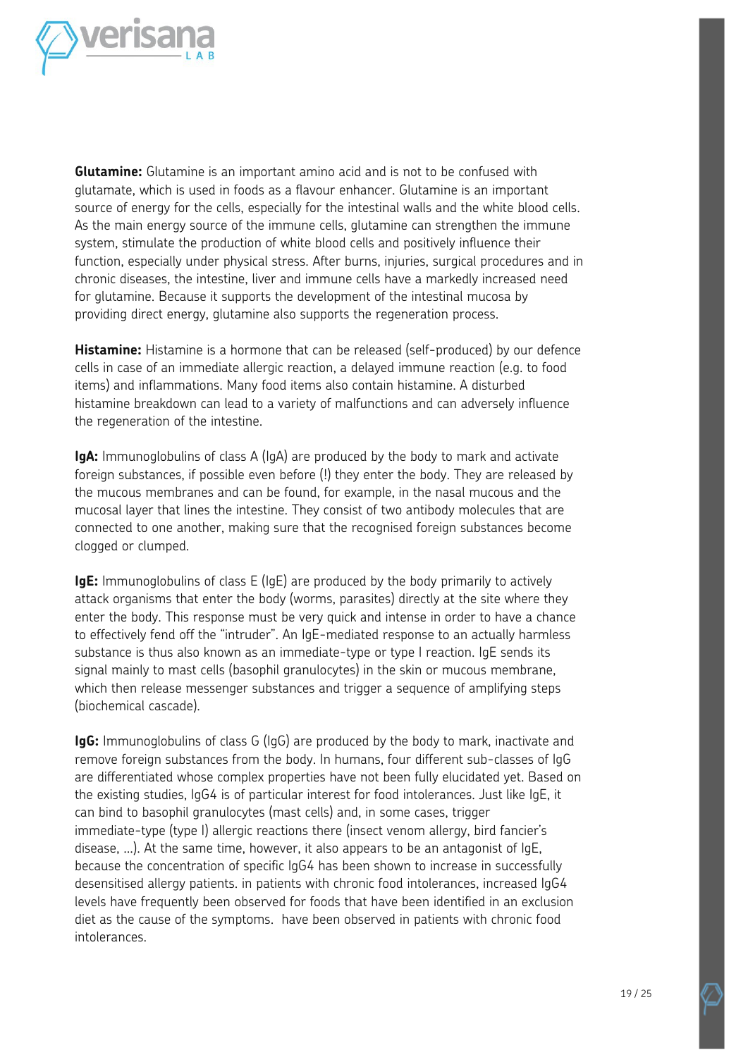**Glutamine:** Glutamine is an important amino acid and is not to be confused with glutamate, which is used in foods as a flavour enhancer. Glutamine is an important source of energy for the cells, especially for the intestinal walls and the white blood cells. As the main energy source of the immune cells, glutamine can strengthen the immune system, stimulate the production of white blood cells and positively influence their function, especially under physical stress. After burns, injuries, surgical procedures and in chronic diseases, the intestine, liver and immune cells have a markedly increased need for glutamine. Because it supports the development of the intestinal mucosa by providing direct energy, glutamine also supports the regeneration process.

**Histamine:** Histamine is a hormone that can be released (self-produced) by our defence cells in case of an immediate allergic reaction, a delayed immune reaction (e.g. to food items) and inflammations. Many food items also contain histamine. A disturbed histamine breakdown can lead to a variety of malfunctions and can adversely influence the regeneration of the intestine.

**IgA:** Immunoglobulins of class A (IgA) are produced by the body to mark and activate foreign substances, if possible even before (!) they enter the body. They are released by the mucous membranes and can be found, for example, in the nasal mucous and the mucosal layer that lines the intestine. They consist of two antibody molecules that are connected to one another, making sure that the recognised foreign substances become clogged or clumped.

**IgE:** Immunoglobulins of class E (IgE) are produced by the body primarily to actively attack organisms that enter the body (worms, parasites) directly at the site where they enter the body. This response must be very quick and intense in order to have a chance to effectively fend off the "intruder". An IgE-mediated response to an actually harmless substance is thus also known as an immediate-type or type I reaction. IgE sends its signal mainly to mast cells (basophil granulocytes) in the skin or mucous membrane, which then release messenger substances and trigger a sequence of amplifying steps (biochemical cascade).

**IgG:** Immunoglobulins of class G (IgG) are produced by the body to mark, inactivate and remove foreign substances from the body. In humans, four different sub-classes of IgG are differentiated whose complex properties have not been fully elucidated yet. Based on the existing studies, IgG4 is of particular interest for food intolerances. Just like IgE, it can bind to basophil granulocytes (mast cells) and, in some cases, trigger immediate-type (type I) allergic reactions there (insect venom allergy, bird fancier's disease, ...). At the same time, however, it also appears to be an antagonist of IgE, because the concentration of specific IgG4 has been shown to increase in successfully desensitised allergy patients. in patients with chronic food intolerances, increased IgG4 levels have frequently been observed for foods that have been identified in an exclusion diet as the cause of the symptoms.  have been observed in patients with chronic food intolerances.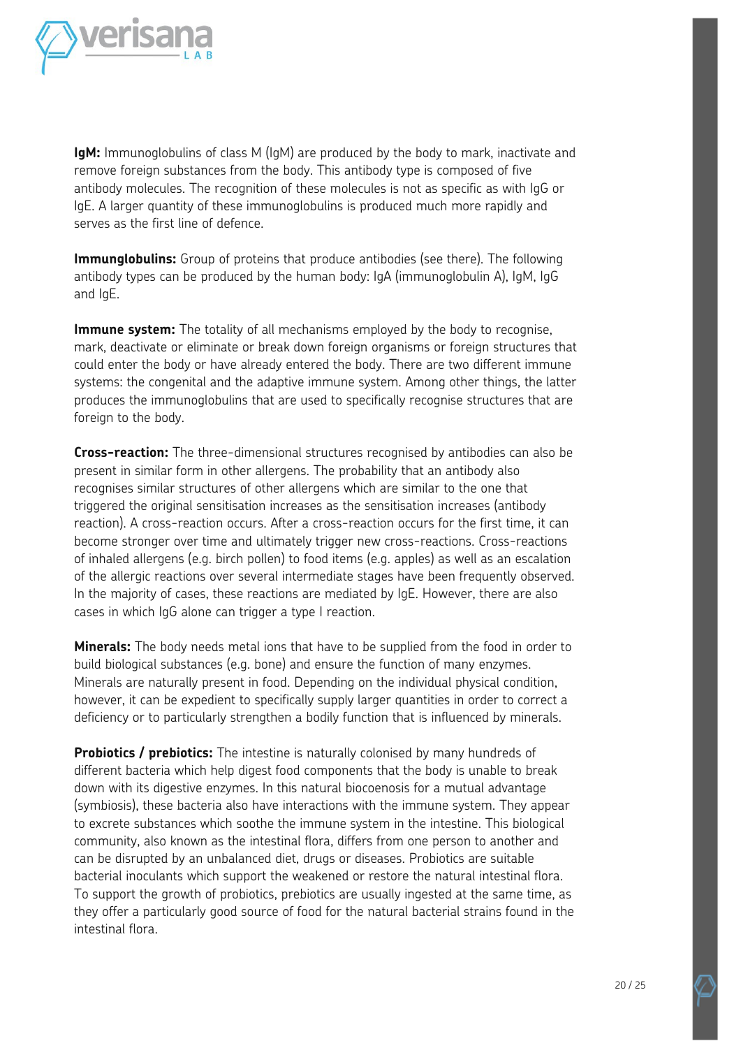**IgM:** Immunoglobulins of class M (IgM) are produced by the body to mark, inactivate and remove foreign substances from the body. This antibody type is composed of five antibody molecules. The recognition of these molecules is not as specific as with IgG or IgE. A larger quantity of these immunoglobulins is produced much more rapidly and serves as the first line of defence.

**Immunglobulins:** Group of proteins that produce antibodies (see there). The following antibody types can be produced by the human body: IgA (immunoglobulin A), IgM, IgG and IgE.

**Immune system:** The totality of all mechanisms employed by the body to recognise, mark, deactivate or eliminate or break down foreign organisms or foreign structures that could enter the body or have already entered the body. There are two different immune systems: the congenital and the adaptive immune system. Among other things, the latter produces the immunoglobulins that are used to specifically recognise structures that are foreign to the body.

**Cross-reaction:** The three-dimensional structures recognised by antibodies can also be present in similar form in other allergens. The probability that an antibody also recognises similar structures of other allergens which are similar to the one that triggered the original sensitisation increases as the sensitisation increases (antibody reaction). A cross-reaction occurs. After a cross-reaction occurs for the first time, it can become stronger over time and ultimately trigger new cross-reactions. Cross-reactions of inhaled allergens (e.g. birch pollen) to food items (e.g. apples) as well as an escalation of the allergic reactions over several intermediate stages have been frequently observed. In the majority of cases, these reactions are mediated by IgE. However, there are also cases in which IgG alone can trigger a type I reaction.

**Minerals:** The body needs metal ions that have to be supplied from the food in order to build biological substances (e.g. bone) and ensure the function of many enzymes. Minerals are naturally present in food. Depending on the individual physical condition, however, it can be expedient to specifically supply larger quantities in order to correct a deficiency or to particularly strengthen a bodily function that is influenced by minerals.

**Probiotics / prebiotics:** The intestine is naturally colonised by many hundreds of different bacteria which help digest food components that the body is unable to break down with its digestive enzymes. In this natural biocoenosis for a mutual advantage (symbiosis), these bacteria also have interactions with the immune system. They appear to excrete substances which soothe the immune system in the intestine. This biological community, also known as the intestinal flora, differs from one person to another and can be disrupted by an unbalanced diet, drugs or diseases. Probiotics are suitable bacterial inoculants which support the weakened or restore the natural intestinal flora. To support the growth of probiotics, prebiotics are usually ingested at the same time, as they offer a particularly good source of food for the natural bacterial strains found in the intestinal flora.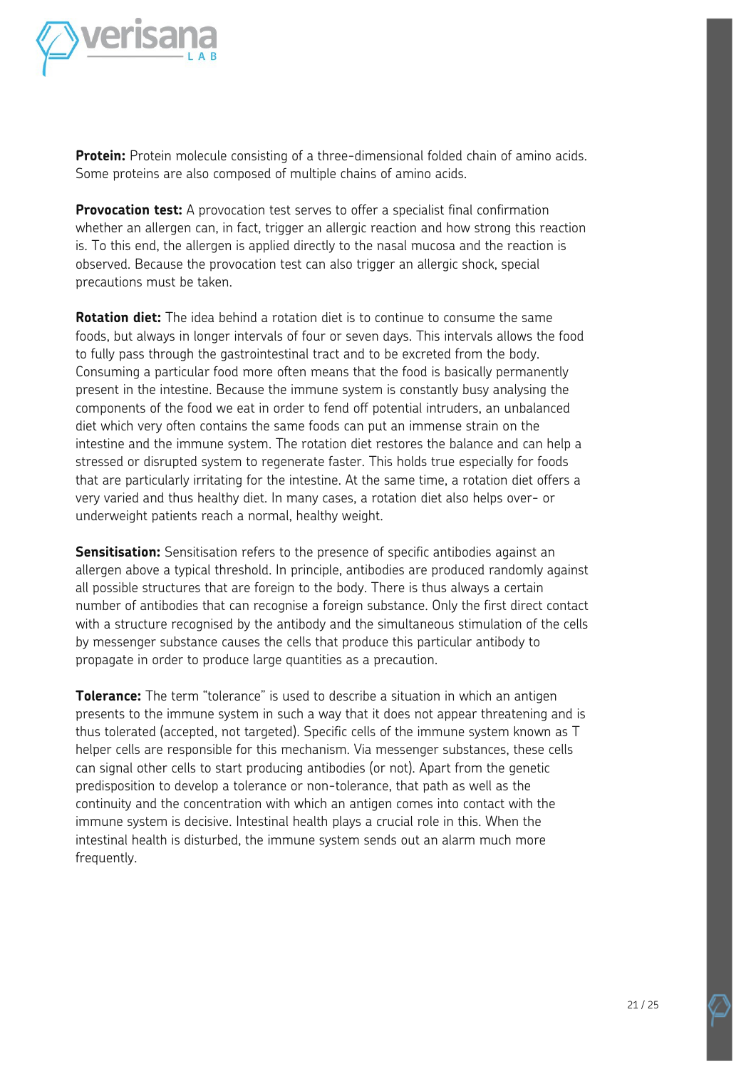**Protein:** Protein molecule consisting of a three-dimensional folded chain of amino acids. Some proteins are also composed of multiple chains of amino acids.

**Provocation test:** A provocation test serves to offer a specialist final confirmation whether an allergen can, in fact, trigger an allergic reaction and how strong this reaction is. To this end, the allergen is applied directly to the nasal mucosa and the reaction is observed. Because the provocation test can also trigger an allergic shock, special precautions must be taken.

**Rotation diet:** The idea behind a rotation diet is to continue to consume the same foods, but always in longer intervals of four or seven days. This intervals allows the food to fully pass through the gastrointestinal tract and to be excreted from the body. Consuming a particular food more often means that the food is basically permanently present in the intestine. Because the immune system is constantly busy analysing the components of the food we eat in order to fend off potential intruders, an unbalanced diet which very often contains the same foods can put an immense strain on the intestine and the immune system. The rotation diet restores the balance and can help a stressed or disrupted system to regenerate faster. This holds true especially for foods that are particularly irritating for the intestine. At the same time, a rotation diet offers a very varied and thus healthy diet. In many cases, a rotation diet also helps over- or underweight patients reach a normal, healthy weight.

**Sensitisation:** Sensitisation refers to the presence of specific antibodies against an allergen above a typical threshold. In principle, antibodies are produced randomly against all possible structures that are foreign to the body. There is thus always a certain number of antibodies that can recognise a foreign substance. Only the first direct contact with a structure recognised by the antibody and the simultaneous stimulation of the cells by messenger substance causes the cells that produce this particular antibody to propagate in order to produce large quantities as a precaution.

**Tolerance:** The term "tolerance" is used to describe a situation in which an antigen presents to the immune system in such a way that it does not appear threatening and is thus tolerated (accepted, not targeted). Specific cells of the immune system known as T helper cells are responsible for this mechanism. Via messenger substances, these cells can signal other cells to start producing antibodies (or not). Apart from the genetic predisposition to develop a tolerance or non-tolerance, that path as well as the continuity and the concentration with which an antigen comes into contact with the immune system is decisive. Intestinal health plays a crucial role in this. When the intestinal health is disturbed, the immune system sends out an alarm much more frequently.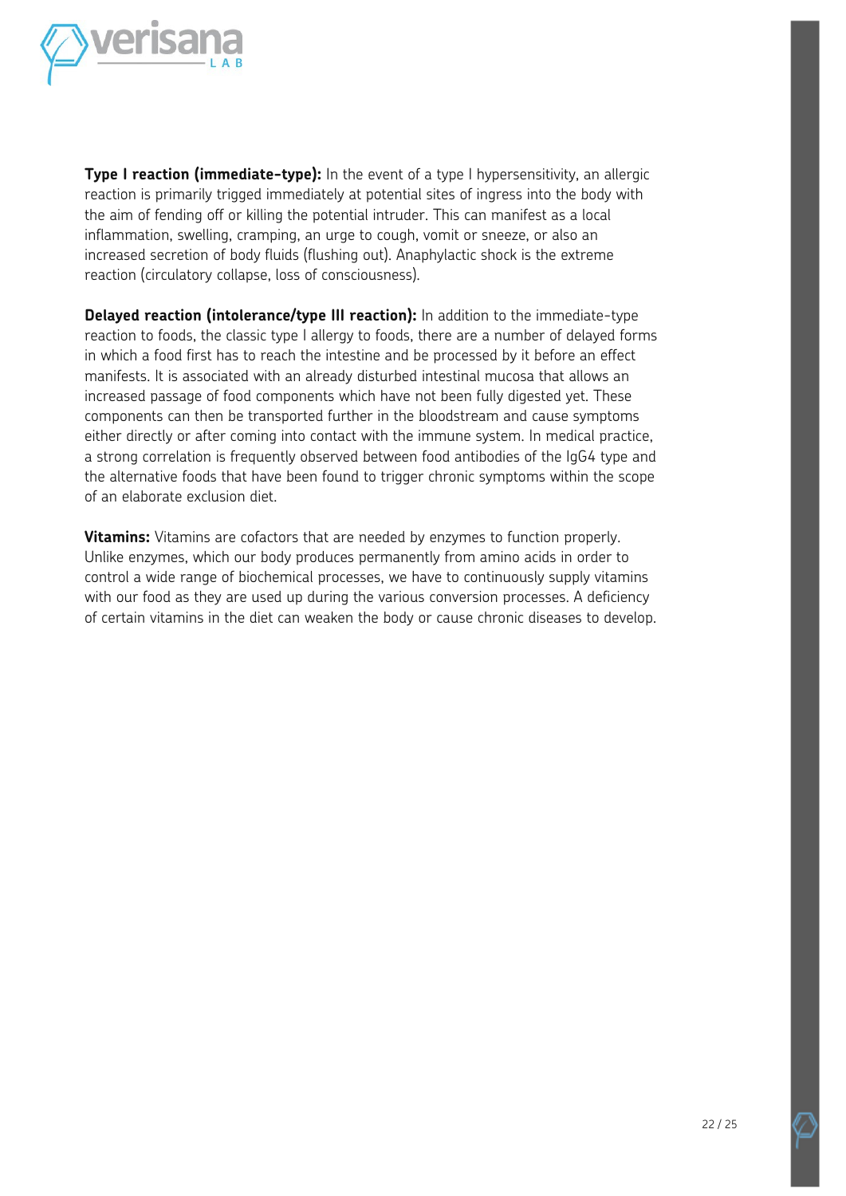**Type I reaction (immediate-type):** In the event of a type I hypersensitivity, an allergic reaction is primarily trigged immediately at potential sites of ingress into the body with the aim of fending off or killing the potential intruder. This can manifest as a local inflammation, swelling, cramping, an urge to cough, vomit or sneeze, or also an increased secretion of body fluids (flushing out). Anaphylactic shock is the extreme reaction (circulatory collapse, loss of consciousness).

**Delayed reaction (intolerance/type III reaction):** In addition to the immediate-type reaction to foods, the classic type I allergy to foods, there are a number of delayed forms in which a food first has to reach the intestine and be processed by it before an effect manifests. It is associated with an already disturbed intestinal mucosa that allows an increased passage of food components which have not been fully digested yet. These components can then be transported further in the bloodstream and cause symptoms either directly or after coming into contact with the immune system. In medical practice, a strong correlation is frequently observed between food antibodies of the IgG4 type and the alternative foods that have been found to trigger chronic symptoms within the scope of an elaborate exclusion diet.

**Vitamins:** Vitamins are cofactors that are needed by enzymes to function properly. Unlike enzymes, which our body produces permanently from amino acids in order to control a wide range of biochemical processes, we have to continuously supply vitamins with our food as they are used up during the various conversion processes. A deficiency of certain vitamins in the diet can weaken the body or cause chronic diseases to develop.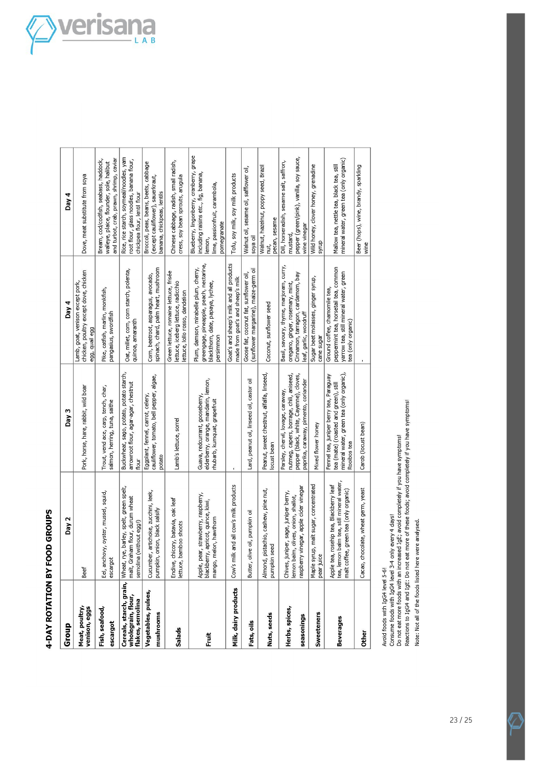# 4-DAY ROTATION BY FOOD GROUPS

| Group | Day 2 | Day 3 | Day 4 | Day 4 |
|---|---|---|---|---|
| **Meat, poultry, venison, eggs** | Beef | Pork, horse, hare, rabbit, wild boar | Lamb, goat, venison except pork, chicken, poultry except dove, chicken egg, quail egg | Dove, meat substitute from soya |
| **Fish, seafood, escargot** | Eel, anchovy, oyster, mussel, squid, escargot | Trout, vend ace, carp, tench, char, salmon, herring, tuna, saithe | Pike, catfish, marlin, monkfish, pangasius, swordfish | Bream, cod/codfish, seabass, haddock, walleye, plaice, flounder, sole, halibut and turbot, crab, prawn, shrimp, caviar |
| **Cereals, starch, grain, wholegrain, flour, flakes, semolina** | Wheat, rye, barley, spelt, green spelt, malt, Graham flour, durum wheat semolina (without egg!) | Buckwheat, sago, potato, potato starch, arrowroot flour, agar-agar, chestnut flour | Oat, millet, corn, corn starch, polenta, quinoa, amaranth | Rice, rice starch, soymeal/noodles, yam root flour, glass noodles, banana flour, chickpea flour, lentil flour |
| **Vegetables, pulses, mushrooms** | Cucumber, artichoke, zucchini, leek, pumpkin, onion, black salsify | Eggplant, fennel, carrot, celery, cauliflower, tomato, bell pepper, algae, potato | Corn, beetroot, asparagus, avocado, spinach, chard, palm heart, mushroom | Broccoli, peas, beans, beets, cabbage (except cauliflower), sauerkraut, banana, chickpeas, lentils |
| **Salads** | Endive, chicory, batavia, oak leaf lettuce, bamboo shoots | Lamb's lettuce, sorrel | Green lettuce, romaine lettuce, frisée lettuce, iceberg lettuce, radicchio lettuce, lollo rosso, dandelion | Chinese cabbage, radish, small radish, cress, soy bean sprouts, arugula |
| **Fruit** | Apple, pear, strawberry, raspberry, blackberry, apricot, quince, kiwi, mango, melon, hawthorn | Guava, redcurrant, gooseberry, elderberry, orange, mandarin, lemon, rhubarb, kumquat, grapefruit | Plum, damson, mirabelle plum, cherry, greengage, pineapple, peach, nectarine, blackthorn, date, papaya, lychee, persimmon | Blueberry, lingonberry, cranberry, grape including raisins etc., fig, banana, lemon, lime, passionfruit, carambola, pomegranate |
| **Milk, dairy products** | Cow's milk and all cow's milk products | - | Goat's and sheep's milk and all products made from goat's and sheep's milk | Tofu, soy milk, soy milk products |
| **Fats, oils** | Butter, olive oil, pumpkin oil | Lard, peanut oil, linseed oil, castor oil | Goose fat, coconut fat, sunflower oil, (sunflower margarine), maize-germ oil | Walnut oil, sesame oil, safflower oil, soya oil |
| **Nuts, seeds** | Almond, pistachio, cashew, pine nut, pumpkin seed | Peanut, sweet chestnut, alfalfa, linseed, locust bean | Coconut, sunflower seed | Walnut, hazelnut, poppy seed, Brazil nut, pecan, sesame |
| **Herbs, spices, seasonings** | Chives, juniper, sage, juniper berry, lemon balm, olives, onion, shallot, raspberry vinegar, apple cider vinegar | Parsley, chervil, lovage, caraway, nutmeg, capers, borrage, chili, aniseed, pepper (black, white, Cayenne), cloves, paprika, caraway, pimento, coriander | Basil, savoury, thyme, marjoram, curry, oregano, ginger, rosemary, mint, Cinnamon, tarragon, cardamom, bay leaf, garlic, woodruff | Dill, horseradish, sesame salt, saffron, mustard, pepper (green/pink), vanilla, soy sauce, wine vinegar |
| **Sweeteners** | Maple syrup, malt sugar, concentrated pear juice | Mixed flower honey | Sugar beet molasses, ginger syrup, cane sugar | Wild honey, clover honey, grenadine syrup |
| **Beverages** | Apple tea, rosehip tea, Blackberry leaf tea, lemon balm tea, still mineral water, malt coffee, green tea (only organic) | Fennel tea, juniper berry tea, Paraguay tea (mate) (roasted and green), still mineral water, green tea (only organic), Rooibos tea | Ground coffee, chamomile tea, peppermint tea, horsetail tea, common yarrow tea, still mineral water, green tea (only organic) | Mallow tea, nettle tea, black tea, still mineral water, green tea (only organic) |
| **Other** | Cacao, chocolate, wheat germ, yeast | Carob (locust bean) | - | Beer (hops), wine, brandy, sparkling wine |

Avoid foods with IgG4 level 5-6!
Consume foods with IgG4 level 3-4 only every 4 days!
Do not eat more foods with an increased IgE; avoid completely if you have symptoms!
Reactions to IgG4 and IgE: Do not eat more of these foods; avoid completely if you have symptoms!

Note: Not all of the foods listed here were analysed.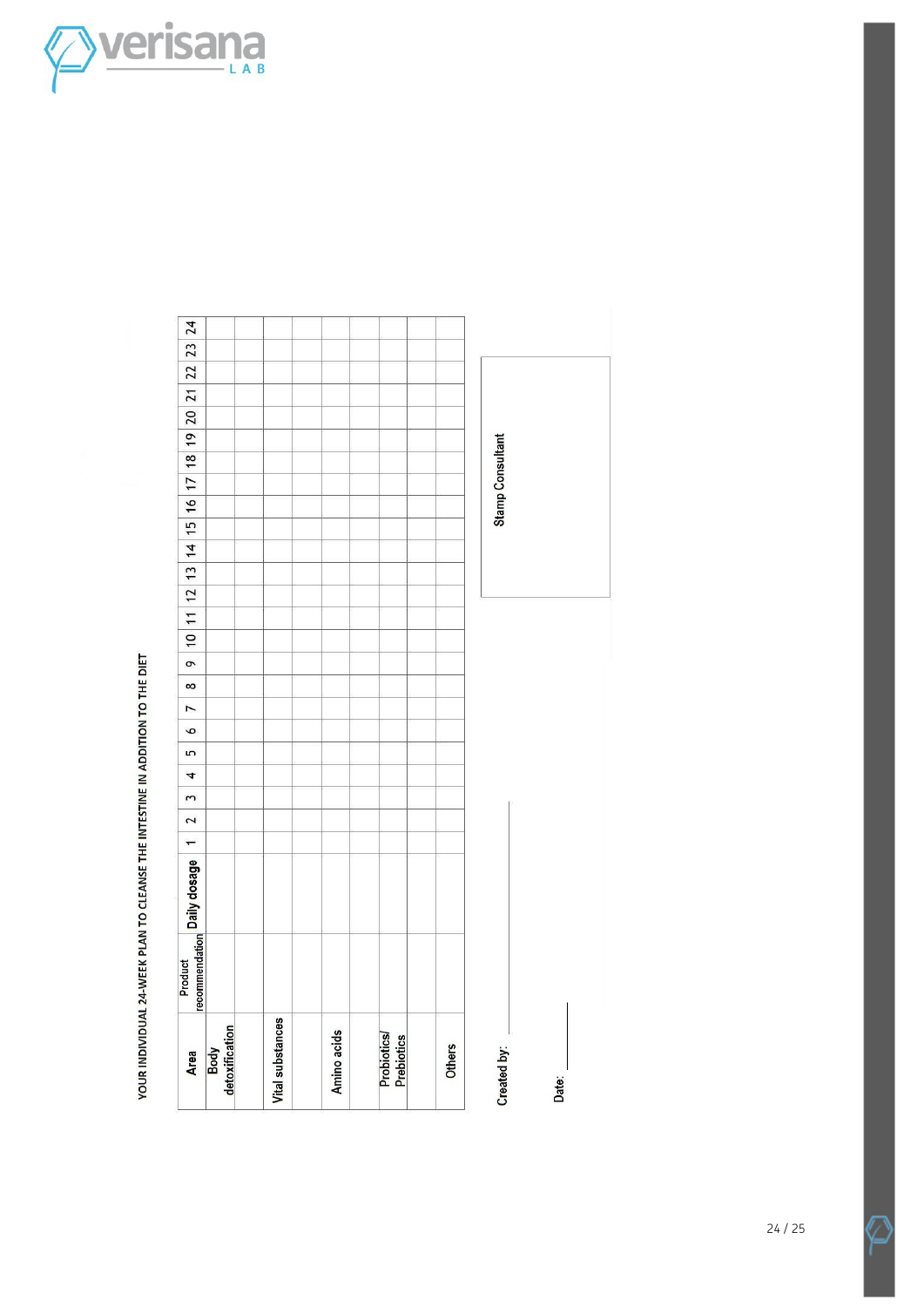YOUR INDIVIDUAL 24-WEEK PLAN TO CLEANSE THE INTESTINE IN ADDITION TO THE DIET

| Area | Product recommendation | Daily dosage | 1 | 2 | 3 | 4 | 5 | 6 | 7 | 8 | 9 | 10 | 11 | 12 | 13 | 14 | 15 | 16 | 17 | 18 | 19 | 20 | 21 | 22 | 23 | 24 |
|---|---|---|---|---|---|---|---|---|---|---|---|---|---|---|---|---|---|---|---|---|---|---|---|---|---|---|
| Body detoxification | | | | | | | | | | | | | | | | | | | | | | | | | | |
| | | | | | | | | | | | | | | | | | | | | | | | | | | |
| Vital substances | | | | | | | | | | | | | | | | | | | | | | | | | | |
| | | | | | | | | | | | | | | | | | | | | | | | | | | |
| Amino acids | | | | | | | | | | | | | | | | | | | | | | | | | | |
| | | | | | | | | | | | | | | | | | | | | | | | | | | |
| Probiotics/ Prebiotics | | | | | | | | | | | | | | | | | | | | | | | | | | |
| | | | | | | | | | | | | | | | | | | | | | | | | | | |
| Others | | | | | | | | | | | | | | | | | | | | | | | | | | |

Created by: \_\_\_\_\_\_\_\_\_\_\_\_\_\_\_\_\_\_\_\_

Date: \_\_\_\_\_\_\_\_\_\_

Stamp Consultant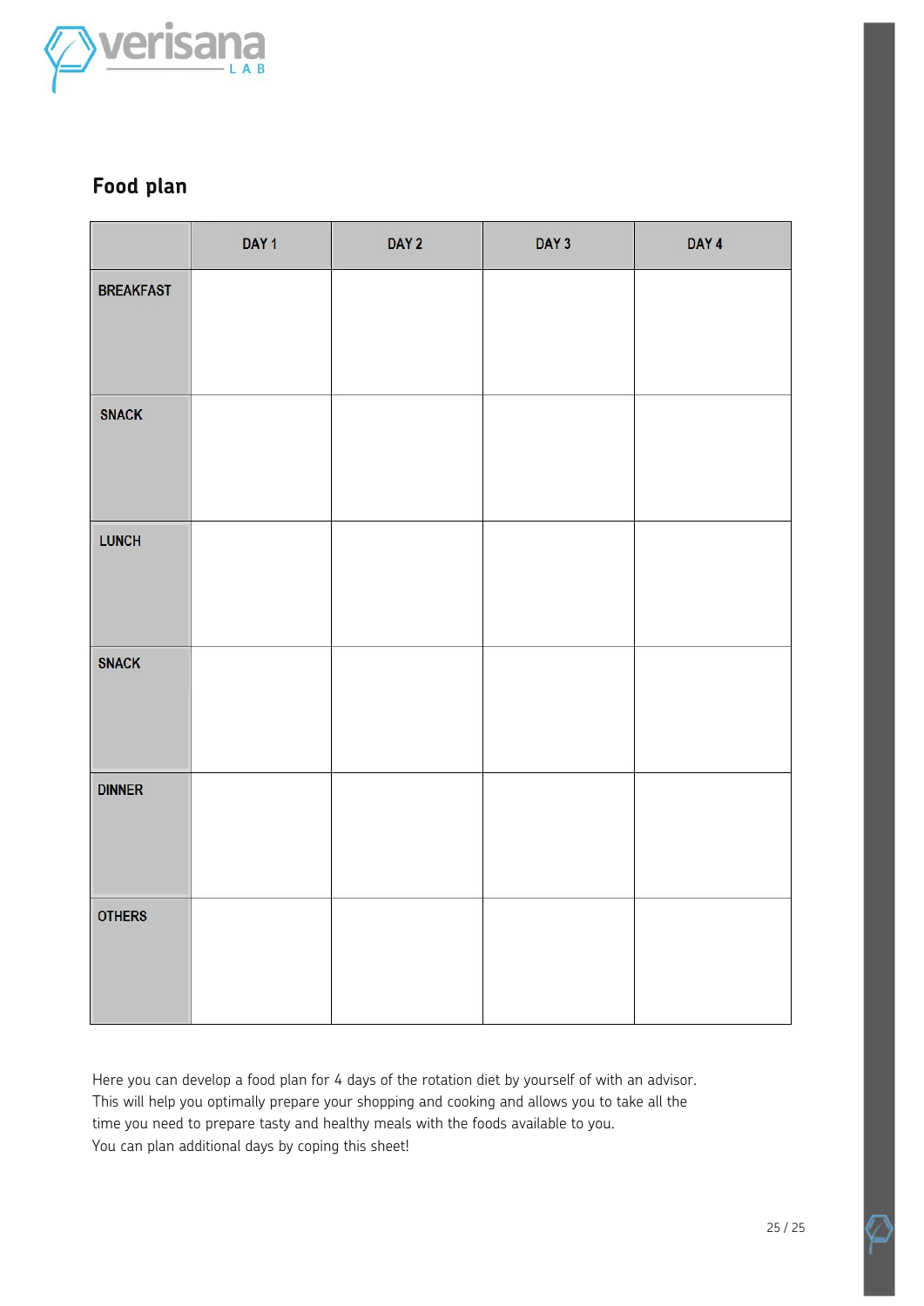## Food plan

| | DAY 1 | DAY 2 | DAY 3 | DAY 4 |
|---|---|---|---|---|
| BREAKFAST | | | | |
| SNACK | | | | |
| LUNCH | | | | |
| SNACK | | | | |
| DINNER | | | | |
| OTHERS | | | | |

Here you can develop a food plan for 4 days of the rotation diet by yourself of with an advisor. This will help you optimally prepare your shopping and cooking and allows you to take all the time you need to prepare tasty and healthy meals with the foods available to you.
You can plan additional days by coping this sheet!